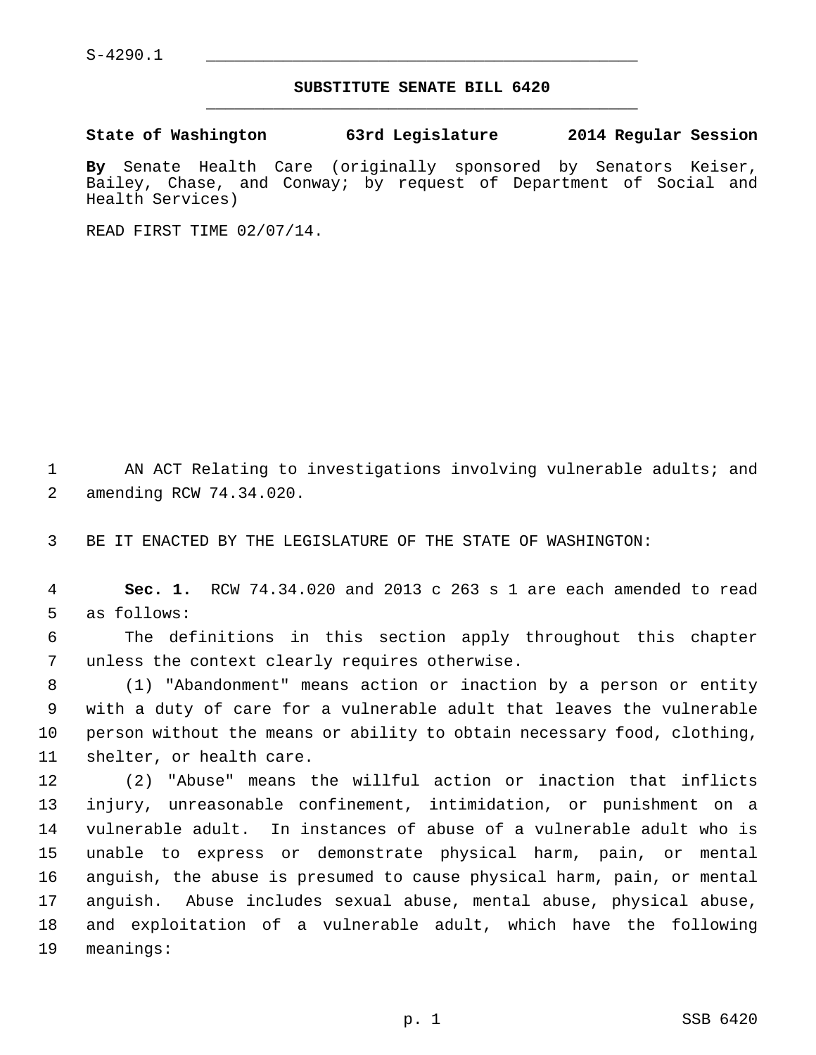S-4290.1

# SUBSTITUTE SENATE BILL 6420

**State of Washington 63rd Legislature 2014 Regular Session**

**By** Senate Health Care (originally sponsored by Senators Keiser, Bailey, Chase, and Conway; by request of Department of Social and Health Services)

READ FIRST TIME 02/07/14.

AN ACT Relating to investigations involving vulnerable adults; and amending RCW 74.34.020.

BE IT ENACTED BY THE LEGISLATURE OF THE STATE OF WASHINGTON:

**Sec. 1.** RCW 74.34.020 and 2013 c 263 s 1 are each amended to read as follows:

The definitions in this section apply throughout this chapter unless the context clearly requires otherwise.

(1) "Abandonment" means action or inaction by a person or entity with a duty of care for a vulnerable adult that leaves the vulnerable person without the means or ability to obtain necessary food, clothing, shelter, or health care.

(2) "Abuse" means the willful action or inaction that inflicts injury, unreasonable confinement, intimidation, or punishment on a vulnerable adult. In instances of abuse of a vulnerable adult who is unable to express or demonstrate physical harm, pain, or mental anguish, the abuse is presumed to cause physical harm, pain, or mental anguish. Abuse includes sexual abuse, mental abuse, physical abuse, and exploitation of a vulnerable adult, which have the following meanings: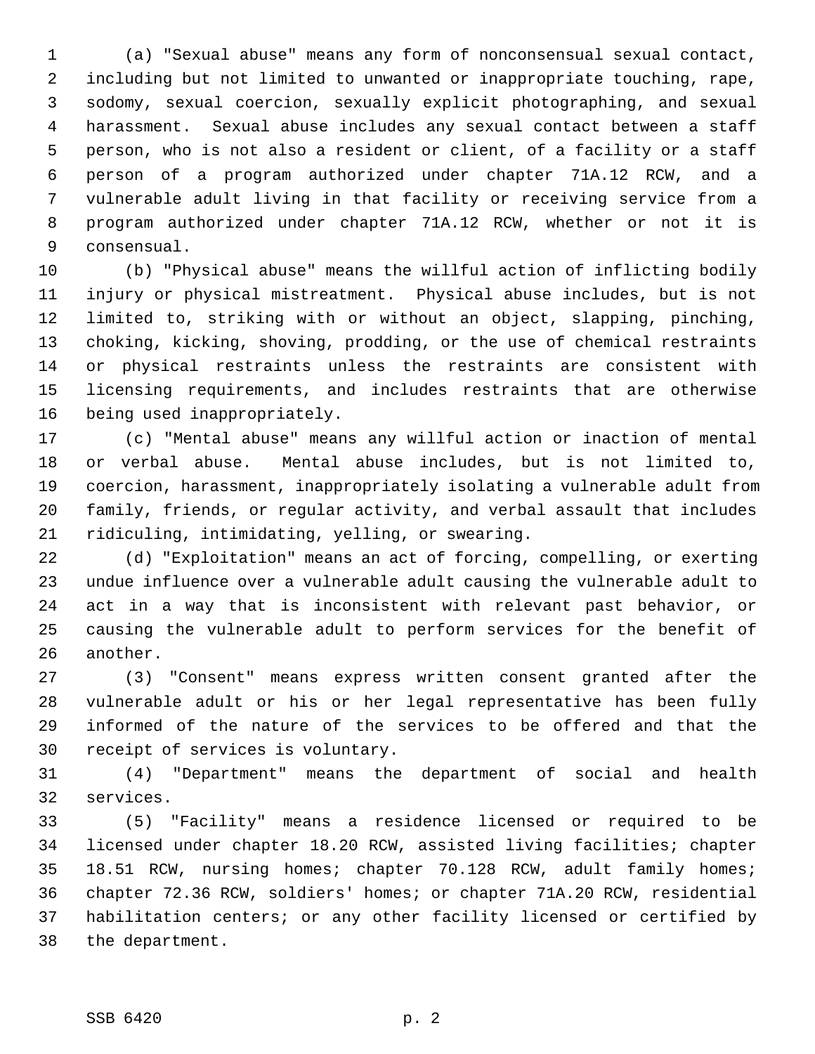(a) "Sexual abuse" means any form of nonconsensual sexual contact, including but not limited to unwanted or inappropriate touching, rape, sodomy, sexual coercion, sexually explicit photographing, and sexual harassment. Sexual abuse includes any sexual contact between a staff person, who is not also a resident or client, of a facility or a staff person of a program authorized under chapter 71A.12 RCW, and a vulnerable adult living in that facility or receiving service from a program authorized under chapter 71A.12 RCW, whether or not it is consensual.

(b) "Physical abuse" means the willful action of inflicting bodily injury or physical mistreatment. Physical abuse includes, but is not limited to, striking with or without an object, slapping, pinching, choking, kicking, shoving, prodding, or the use of chemical restraints or physical restraints unless the restraints are consistent with licensing requirements, and includes restraints that are otherwise being used inappropriately.

(c) "Mental abuse" means any willful action or inaction of mental or verbal abuse. Mental abuse includes, but is not limited to, coercion, harassment, inappropriately isolating a vulnerable adult from family, friends, or regular activity, and verbal assault that includes ridiculing, intimidating, yelling, or swearing.

(d) "Exploitation" means an act of forcing, compelling, or exerting undue influence over a vulnerable adult causing the vulnerable adult to act in a way that is inconsistent with relevant past behavior, or causing the vulnerable adult to perform services for the benefit of another.

(3) "Consent" means express written consent granted after the vulnerable adult or his or her legal representative has been fully informed of the nature of the services to be offered and that the receipt of services is voluntary.

(4) "Department" means the department of social and health services.

(5) "Facility" means a residence licensed or required to be licensed under chapter 18.20 RCW, assisted living facilities; chapter 18.51 RCW, nursing homes; chapter 70.128 RCW, adult family homes; chapter 72.36 RCW, soldiers' homes; or chapter 71A.20 RCW, residential habilitation centers; or any other facility licensed or certified by the department.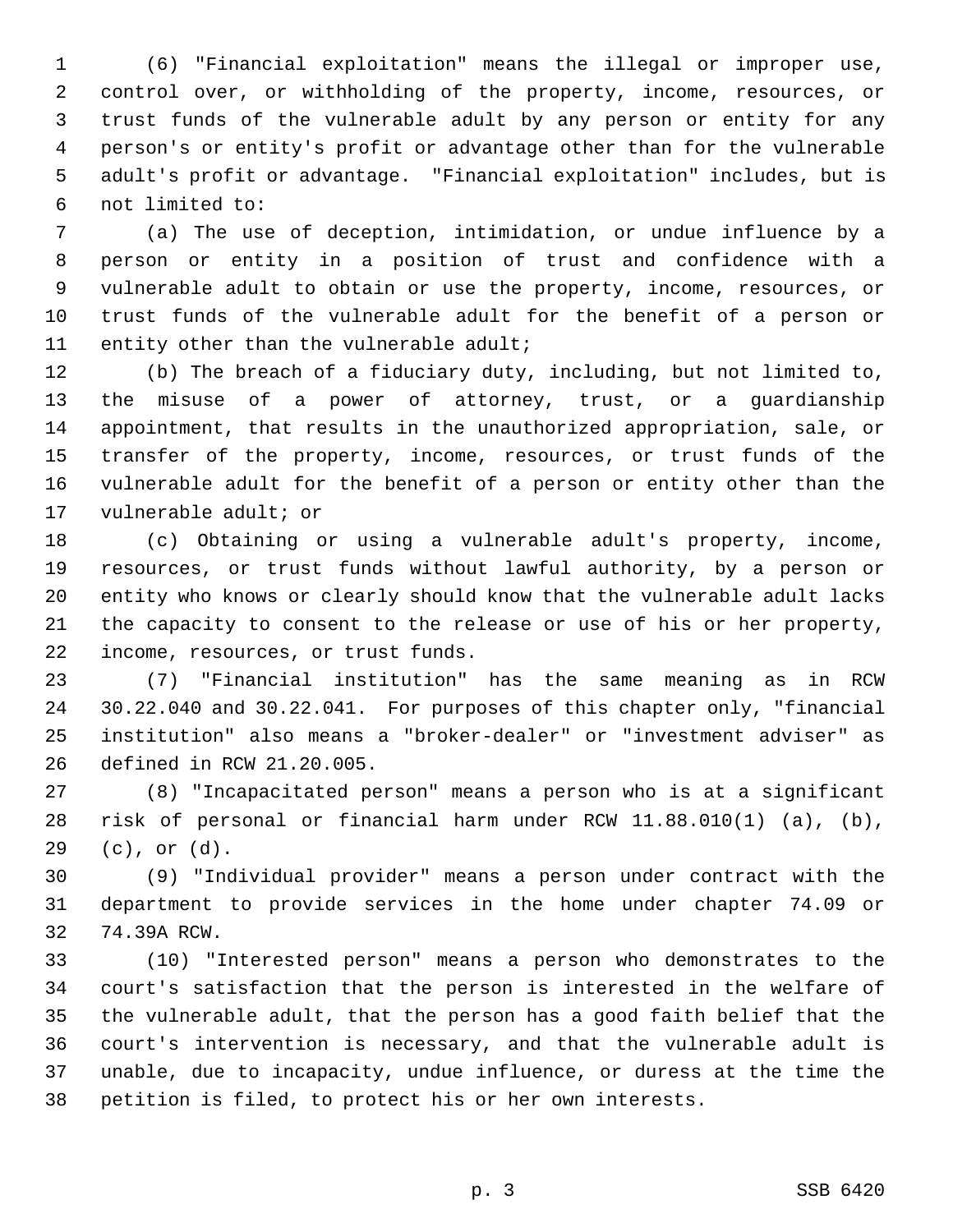(6) "Financial exploitation" means the illegal or improper use, control over, or withholding of the property, income, resources, or trust funds of the vulnerable adult by any person or entity for any person's or entity's profit or advantage other than for the vulnerable adult's profit or advantage. "Financial exploitation" includes, but is not limited to:

(a) The use of deception, intimidation, or undue influence by a person or entity in a position of trust and confidence with a vulnerable adult to obtain or use the property, income, resources, or trust funds of the vulnerable adult for the benefit of a person or entity other than the vulnerable adult;

(b) The breach of a fiduciary duty, including, but not limited to, the misuse of a power of attorney, trust, or a guardianship appointment, that results in the unauthorized appropriation, sale, or transfer of the property, income, resources, or trust funds of the vulnerable adult for the benefit of a person or entity other than the vulnerable adult; or

(c) Obtaining or using a vulnerable adult's property, income, resources, or trust funds without lawful authority, by a person or entity who knows or clearly should know that the vulnerable adult lacks the capacity to consent to the release or use of his or her property, income, resources, or trust funds.

(7) "Financial institution" has the same meaning as in RCW 30.22.040 and 30.22.041. For purposes of this chapter only, "financial institution" also means a "broker-dealer" or "investment adviser" as defined in RCW 21.20.005.

(8) "Incapacitated person" means a person who is at a significant risk of personal or financial harm under RCW 11.88.010(1) (a), (b), (c), or (d).

(9) "Individual provider" means a person under contract with the department to provide services in the home under chapter 74.09 or 74.39A RCW.

(10) "Interested person" means a person who demonstrates to the court's satisfaction that the person is interested in the welfare of the vulnerable adult, that the person has a good faith belief that the court's intervention is necessary, and that the vulnerable adult is unable, due to incapacity, undue influence, or duress at the time the petition is filed, to protect his or her own interests.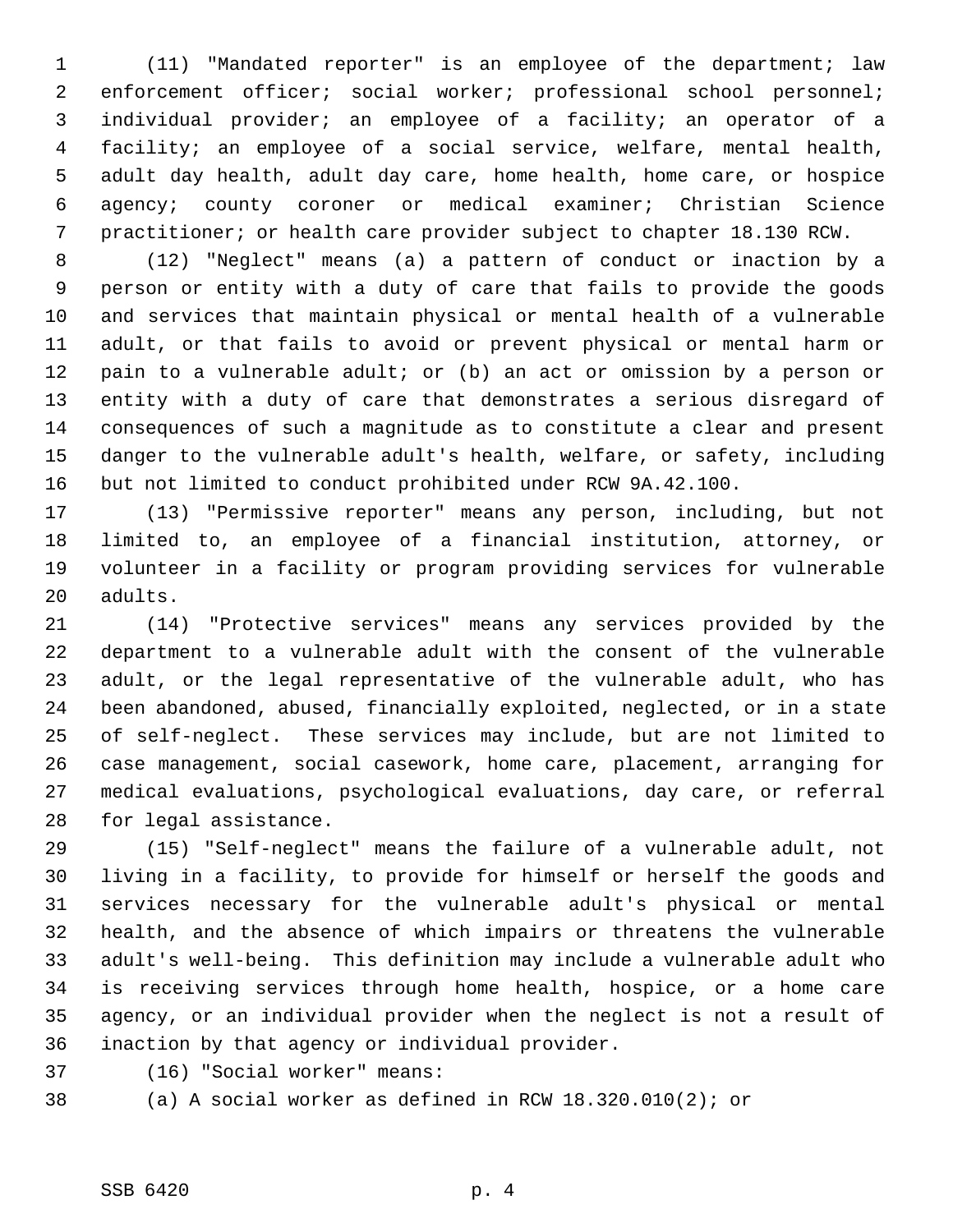(11) "Mandated reporter" is an employee of the department; law enforcement officer; social worker; professional school personnel; individual provider; an employee of a facility; an operator of a facility; an employee of a social service, welfare, mental health, adult day health, adult day care, home health, home care, or hospice agency; county coroner or medical examiner; Christian Science practitioner; or health care provider subject to chapter 18.130 RCW.

(12) "Neglect" means (a) a pattern of conduct or inaction by a person or entity with a duty of care that fails to provide the goods and services that maintain physical or mental health of a vulnerable adult, or that fails to avoid or prevent physical or mental harm or pain to a vulnerable adult; or (b) an act or omission by a person or entity with a duty of care that demonstrates a serious disregard of consequences of such a magnitude as to constitute a clear and present danger to the vulnerable adult's health, welfare, or safety, including but not limited to conduct prohibited under RCW 9A.42.100.

(13) "Permissive reporter" means any person, including, but not limited to, an employee of a financial institution, attorney, or volunteer in a facility or program providing services for vulnerable adults.

(14) "Protective services" means any services provided by the department to a vulnerable adult with the consent of the vulnerable adult, or the legal representative of the vulnerable adult, who has been abandoned, abused, financially exploited, neglected, or in a state of self-neglect. These services may include, but are not limited to case management, social casework, home care, placement, arranging for medical evaluations, psychological evaluations, day care, or referral for legal assistance.

(15) "Self-neglect" means the failure of a vulnerable adult, not living in a facility, to provide for himself or herself the goods and services necessary for the vulnerable adult's physical or mental health, and the absence of which impairs or threatens the vulnerable adult's well-being. This definition may include a vulnerable adult who is receiving services through home health, hospice, or a home care agency, or an individual provider when the neglect is not a result of inaction by that agency or individual provider.

(16) "Social worker" means:

(a) A social worker as defined in RCW 18.320.010(2); or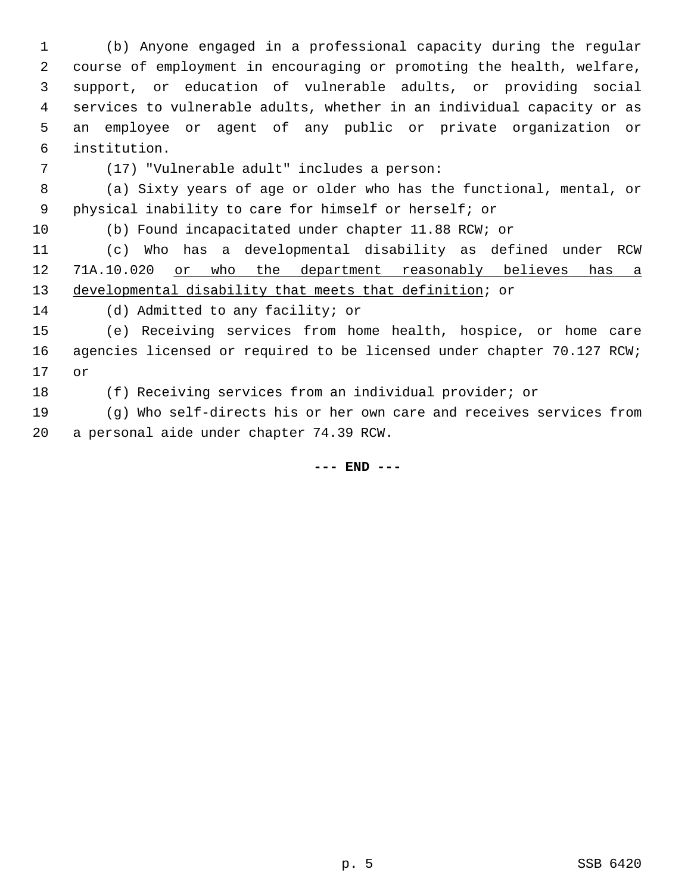(b) Anyone engaged in a professional capacity during the regular course of employment in encouraging or promoting the health, welfare, support, or education of vulnerable adults, or providing social services to vulnerable adults, whether in an individual capacity or as an employee or agent of any public or private organization or institution.

(17) "Vulnerable adult" includes a person:

(a) Sixty years of age or older who has the functional, mental, or physical inability to care for himself or herself; or

(b) Found incapacitated under chapter 11.88 RCW; or

(c) Who has a developmental disability as defined under RCW 71A.10.020 <u>or who the department reasonably believes has a developmental disability that meets that definition</u>; or

(d) Admitted to any facility; or

(e) Receiving services from home health, hospice, or home care agencies licensed or required to be licensed under chapter 70.127 RCW; or

(f) Receiving services from an individual provider; or

(g) Who self-directs his or her own care and receives services from a personal aide under chapter 74.39 RCW.

**--- END ---**